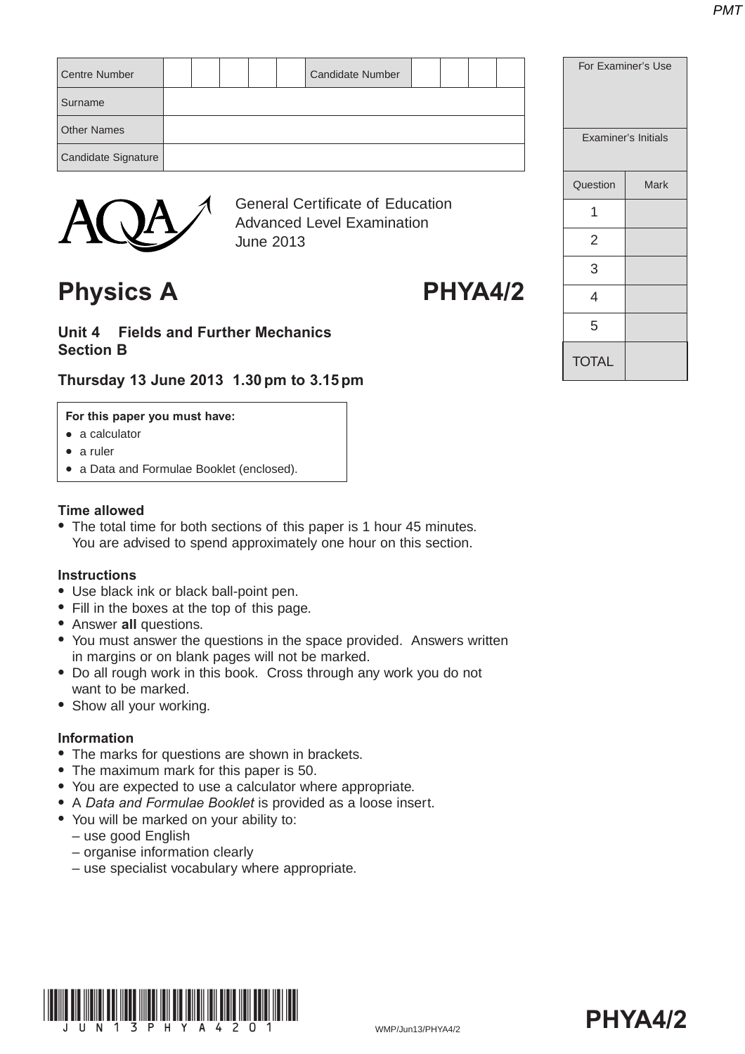| Centre Number | | | | | | Candidate Number | | | | |
|---|---|---|---|---|---|---|---|---|---|---|
| Surname | | | | | | | | | | |
| Other Names | | | | | | | | | | |
| Candidate Signature | | | | | | | | | | |

| For Examiner's Use | |
|---|---|
| Examiner's Initials | |
| Question | Mark |
| 1 | |
| 2 | |
| 3 | |
| 4 | |
| 5 | |
| TOTAL | |

AQA

General Certificate of Education
Advanced Level Examination
June 2013

# Physics A — PHYA4/2

## Unit 4 Fields and Further Mechanics
## Section B

**Thursday 13 June 2013 1.30 pm to 3.15 pm**

**For this paper you must have:**
- a calculator
- a ruler
- a Data and Formulae Booklet (enclosed).

**Time allowed**
- The total time for both sections of this paper is 1 hour 45 minutes. You are advised to spend approximately one hour on this section.

**Instructions**
- Use black ink or black ball-point pen.
- Fill in the boxes at the top of this page.
- Answer **all** questions.
- You must answer the questions in the space provided. Answers written in margins or on blank pages will not be marked.
- Do all rough work in this book. Cross through any work you do not want to be marked.
- Show all your working.

**Information**
- The marks for questions are shown in brackets.
- The maximum mark for this paper is 50.
- You are expected to use a calculator where appropriate.
- A *Data and Formulae Booklet* is provided as a loose insert.
- You will be marked on your ability to:
  - – use good English
  - – organise information clearly
  - – use specialist vocabulary where appropriate.

WMP/Jun13/PHYA4/2

**PHYA4/2**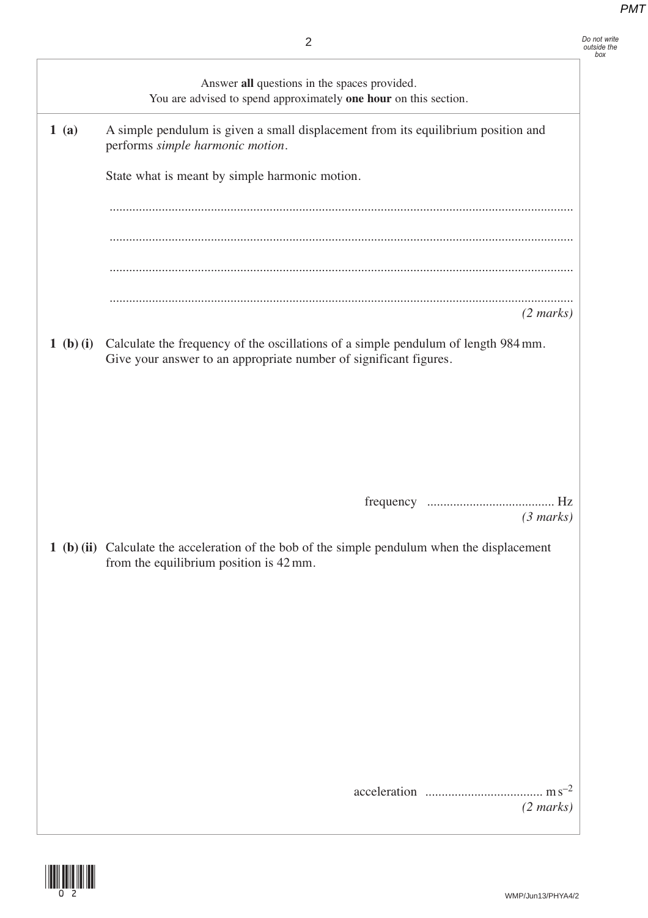Answer **all** questions in the spaces provided.
You are advised to spend approximately **one hour** on this section.

**1 (a)** A simple pendulum is given a small displacement from its equilibrium position and performs *simple harmonic motion*.

State what is meant by simple harmonic motion.

............................................................................................................................................

............................................................................................................................................

............................................................................................................................................

............................................................................................................................................

*(2 marks)*

**1 (b) (i)** Calculate the frequency of the oscillations of a simple pendulum of length 984 mm. Give your answer to an appropriate number of significant figures.

frequency ...................................... Hz
*(3 marks)*

**1 (b) (ii)** Calculate the acceleration of the bob of the simple pendulum when the displacement from the equilibrium position is 42 mm.

acceleration .................................... $m\,s^{-2}$
*(2 marks)*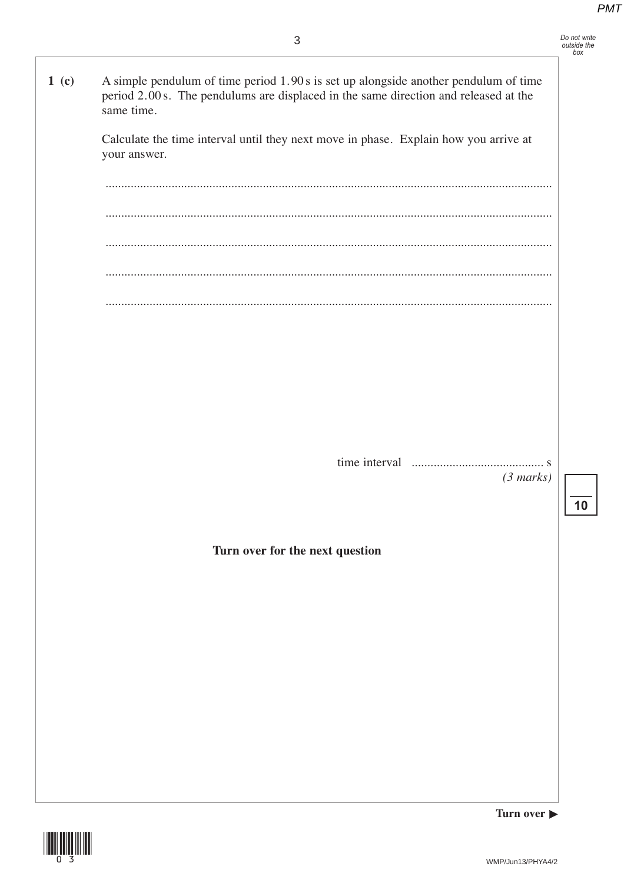**1 (c)** A simple pendulum of time period 1.90 s is set up alongside another pendulum of time period 2.00 s. The pendulums are displaced in the same direction and released at the same time.

Calculate the time interval until they next move in phase. Explain how you arrive at your answer.

............................................................................................................................................

............................................................................................................................................

............................................................................................................................................

............................................................................................................................................

............................................................................................................................................

time interval ............................................ s

*(3 marks)*

**Turn over for the next question**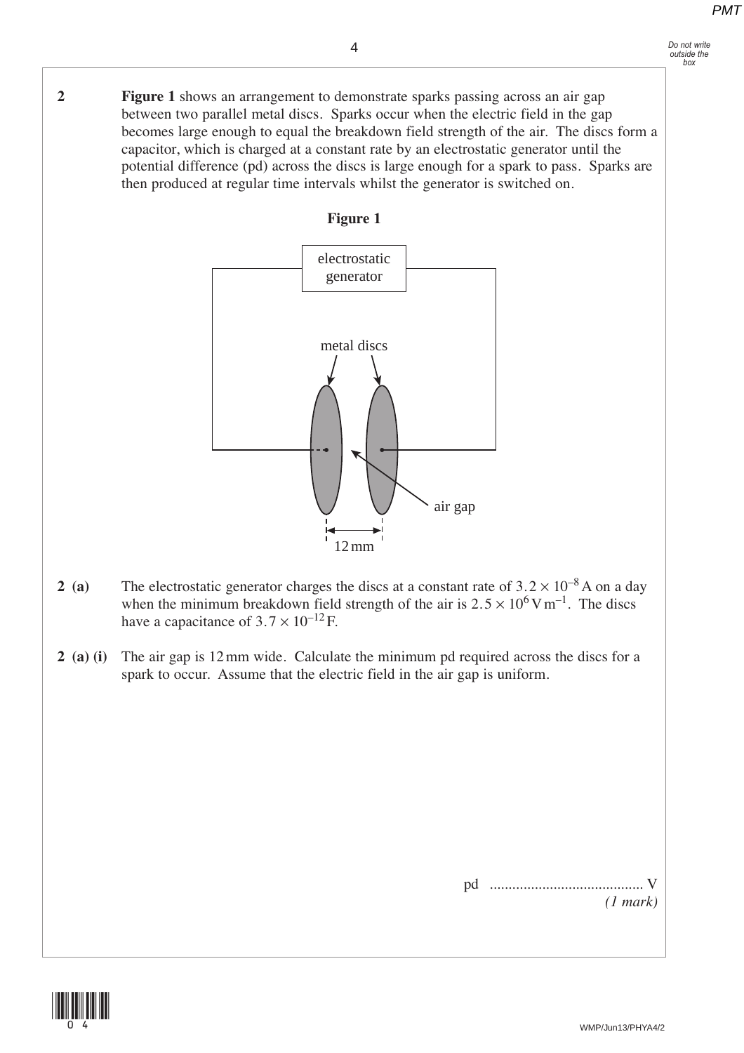**2** **Figure 1** shows an arrangement to demonstrate sparks passing across an air gap between two parallel metal discs. Sparks occur when the electric field in the gap becomes large enough to equal the breakdown field strength of the air. The discs form a capacitor, which is charged at a constant rate by an electrostatic generator until the potential difference (pd) across the discs is large enough for a spark to pass. Sparks are then produced at regular time intervals whilst the generator is switched on.

**Figure 1**

electrostatic generator

metal discs

air gap

12 mm

**2 (a)** The electrostatic generator charges the discs at a constant rate of $3.2 \times 10^{-8}$ A on a day when the minimum breakdown field strength of the air is $2.5 \times 10^{6}$ V m$^{-1}$. The discs have a capacitance of $3.7 \times 10^{-12}$ F.

**2 (a) (i)** The air gap is 12 mm wide. Calculate the minimum pd required across the discs for a spark to occur. Assume that the electric field in the air gap is uniform.

pd ......................................... V

*(1 mark)*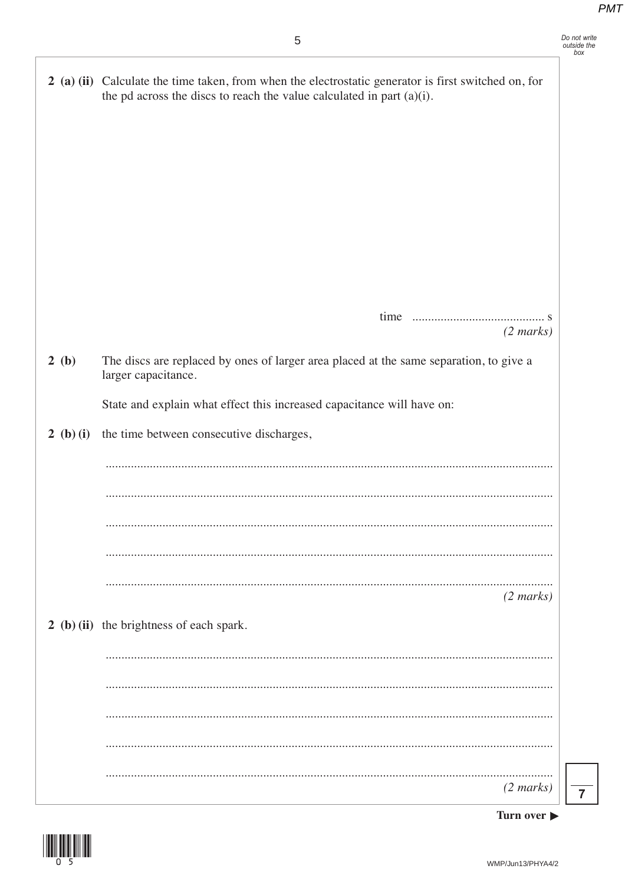**2 (a) (ii)** Calculate the time taken, from when the electrostatic generator is first switched on, for the pd across the discs to reach the value calculated in part (a)(i).

time .......................................... s

*(2 marks)*

**2 (b)** The discs are replaced by ones of larger area placed at the same separation, to give a larger capacitance.

State and explain what effect this increased capacitance will have on:

**2 (b) (i)** the time between consecutive discharges,

............................................................................................................................................

............................................................................................................................................

............................................................................................................................................

............................................................................................................................................

............................................................................................................................................

*(2 marks)*

**2 (b) (ii)** the brightness of each spark.

............................................................................................................................................

............................................................................................................................................

............................................................................................................................................

............................................................................................................................................

............................................................................................................................................

*(2 marks)*

Turn over ▶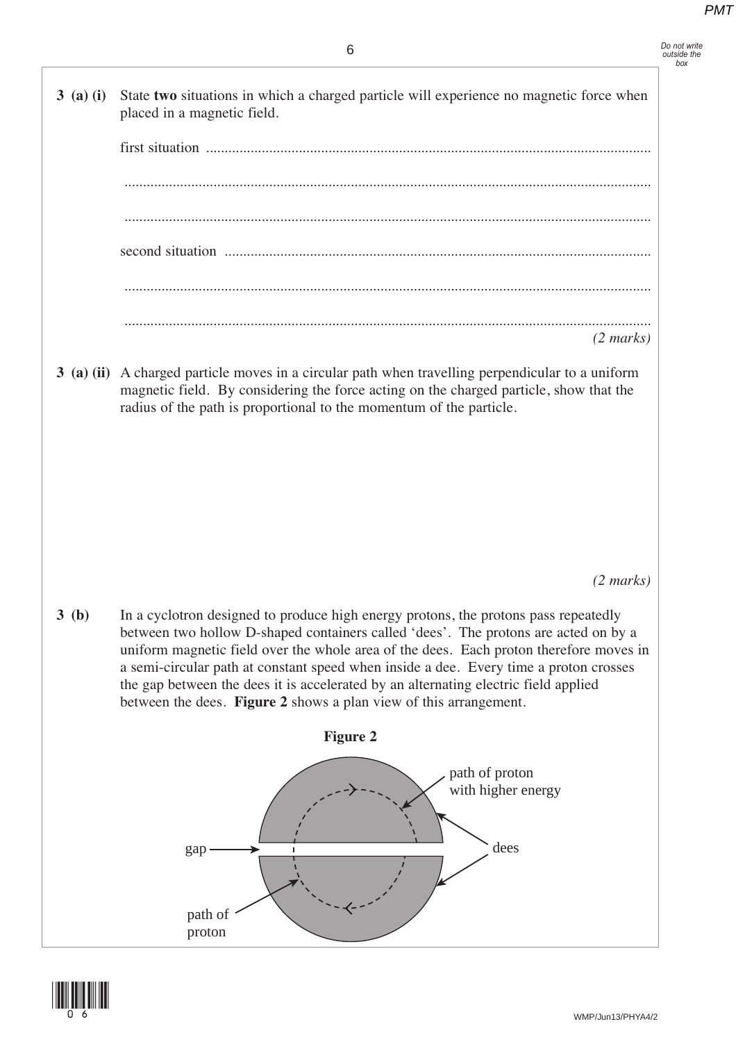**3 (a) (i)** State **two** situations in which a charged particle will experience no magnetic force when placed in a magnetic field.

first situation .......................................................................................................................

.............................................................................................................................................

.............................................................................................................................................

second situation ..................................................................................................................

.............................................................................................................................................

.............................................................................................................................................

*(2 marks)*

**3 (a) (ii)** A charged particle moves in a circular path when travelling perpendicular to a uniform magnetic field. By considering the force acting on the charged particle, show that the radius of the path is proportional to the momentum of the particle.

*(2 marks)*

**3 (b)** In a cyclotron designed to produce high energy protons, the protons pass repeatedly between two hollow D-shaped containers called 'dees'. The protons are acted on by a uniform magnetic field over the whole area of the dees. Each proton therefore moves in a semi-circular path at constant speed when inside a dee. Every time a proton crosses the gap between the dees it is accelerated by an alternating electric field applied between the dees. **Figure 2** shows a plan view of this arrangement.

**Figure 2**

path of proton with higher energy

gap

dees

path of proton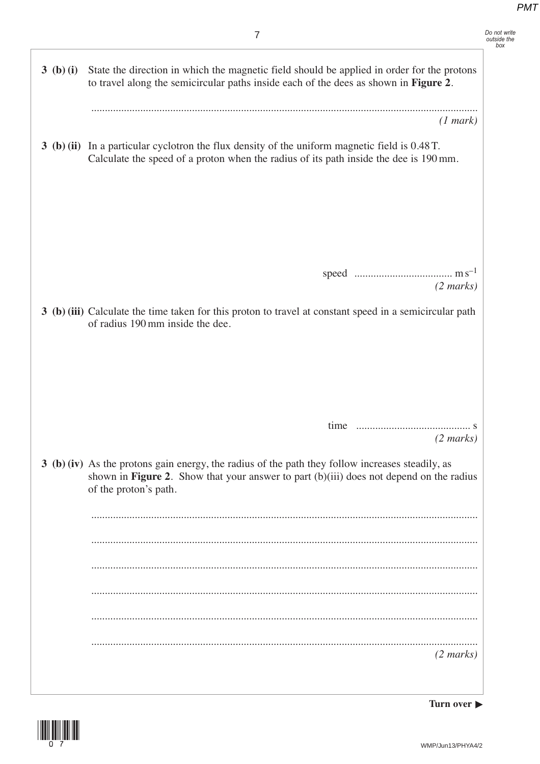**3 (b) (i)** State the direction in which the magnetic field should be applied in order for the protons to travel along the semicircular paths inside each of the dees as shown in **Figure 2**.

............................................................................................................................................

*(1 mark)*

**3 (b) (ii)** In a particular cyclotron the flux density of the uniform magnetic field is 0.48 T. Calculate the speed of a proton when the radius of its path inside the dee is 190 mm.

speed .................................... $m\,s^{-1}$

*(2 marks)*

**3 (b) (iii)** Calculate the time taken for this proton to travel at constant speed in a semicircular path of radius 190 mm inside the dee.

time .......................................... s

*(2 marks)*

**3 (b) (iv)** As the protons gain energy, the radius of the path they follow increases steadily, as shown in **Figure 2**. Show that your answer to part (b)(iii) does not depend on the radius of the proton's path.

............................................................................................................................................

............................................................................................................................................

............................................................................................................................................

............................................................................................................................................

............................................................................................................................................

............................................................................................................................................

*(2 marks)*

**Turn over ▶**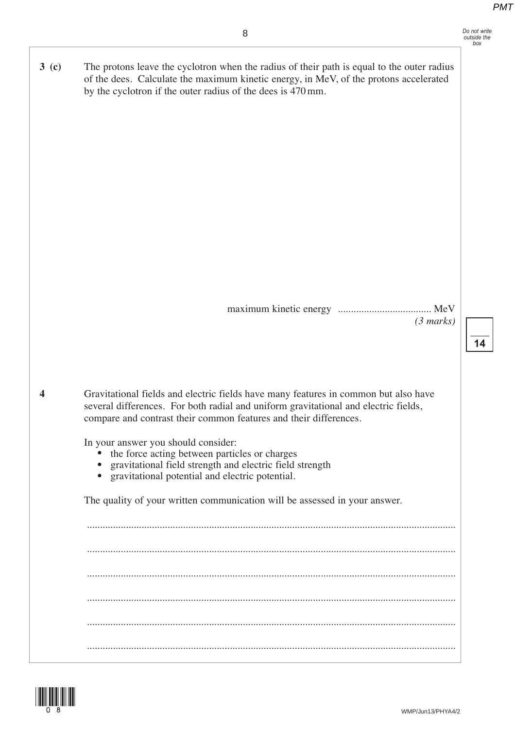**3 (c)** The protons leave the cyclotron when the radius of their path is equal to the outer radius of the dees. Calculate the maximum kinetic energy, in MeV, of the protons accelerated by the cyclotron if the outer radius of the dees is 470 mm.

maximum kinetic energy ................................... MeV

*(3 marks)*

**14**

**4** Gravitational fields and electric fields have many features in common but also have several differences. For both radial and uniform gravitational and electric fields, compare and contrast their common features and their differences.

In your answer you should consider:

- the force acting between particles or charges
- gravitational field strength and electric field strength
- gravitational potential and electric potential.

The quality of your written communication will be assessed in your answer.

............................................................................................................................................

............................................................................................................................................

............................................................................................................................................

............................................................................................................................................

............................................................................................................................................

............................................................................................................................................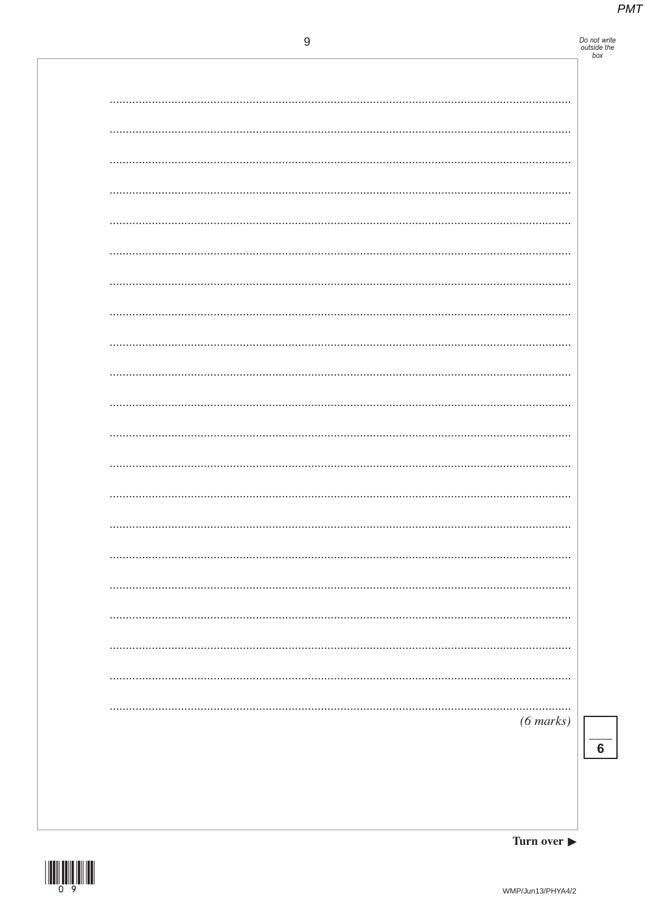(6 marks)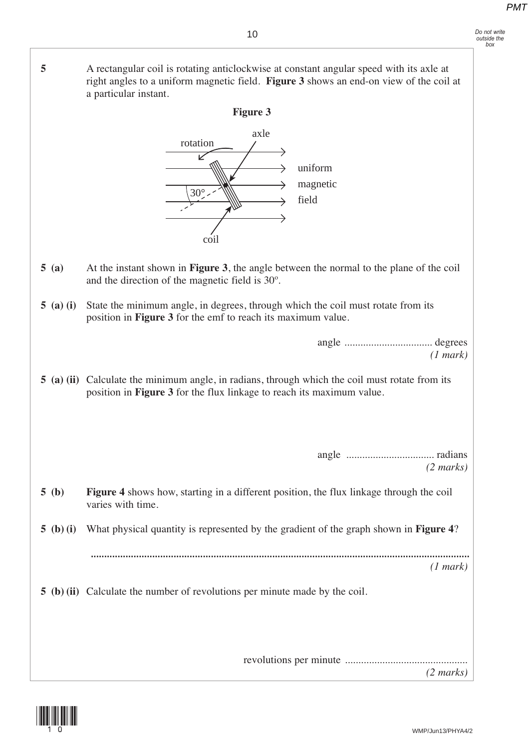**5** A rectangular coil is rotating anticlockwise at constant angular speed with its axle at right angles to a uniform magnetic field. **Figure 3** shows an end-on view of the coil at a particular instant.

**Figure 3**

rotation, axle, 30°, coil, uniform magnetic field

**5 (a)** At the instant shown in **Figure 3**, the angle between the normal to the plane of the coil and the direction of the magnetic field is 30º.

**5 (a) (i)** State the minimum angle, in degrees, through which the coil must rotate from its position in **Figure 3** for the emf to reach its maximum value.

angle ................................ degrees
*(1 mark)*

**5 (a) (ii)** Calculate the minimum angle, in radians, through which the coil must rotate from its position in **Figure 3** for the flux linkage to reach its maximum value.

angle ................................ radians
*(2 marks)*

**5 (b)** **Figure 4** shows how, starting in a different position, the flux linkage through the coil varies with time.

**5 (b) (i)** What physical quantity is represented by the gradient of the graph shown in **Figure 4**?

.............................................................................................................................................
*(1 mark)*

**5 (b) (ii)** Calculate the number of revolutions per minute made by the coil.

revolutions per minute .............................................
*(2 marks)*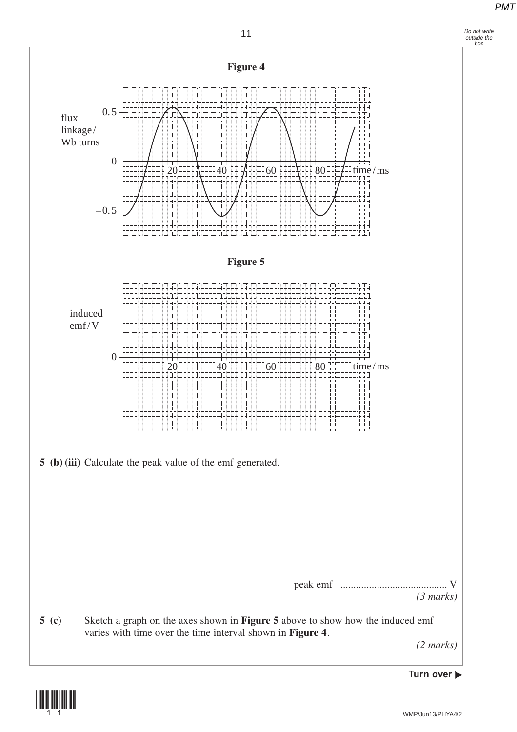**Figure 4**

**Figure 5**

**5 (b) (iii)** Calculate the peak value of the emf generated.

peak emf ......................................... V

*(3 marks)*

**5 (c)** Sketch a graph on the axes shown in **Figure 5** above to show how the induced emf varies with time over the time interval shown in **Figure 4**.

*(2 marks)*

**Turn over ▶**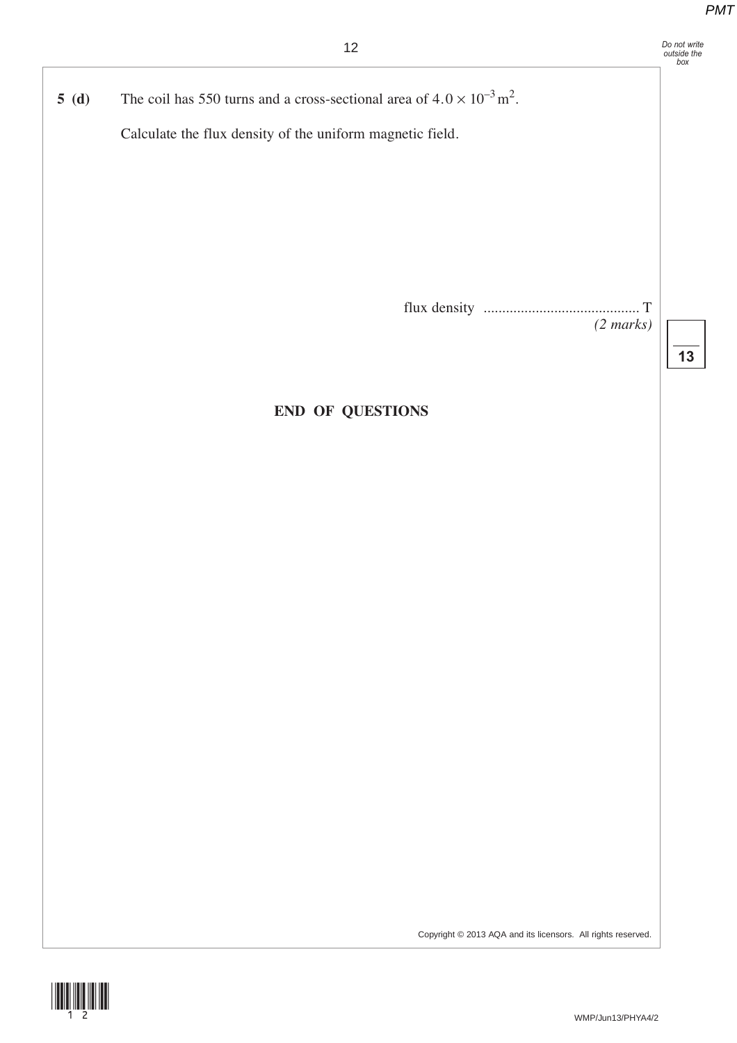**5 (d)** The coil has 550 turns and a cross-sectional area of $4.0 \times 10^{-3}\,\text{m}^2$.

Calculate the flux density of the uniform magnetic field.

flux density .......................................... T

*(2 marks)*

**END OF QUESTIONS**

Copyright © 2013 AQA and its licensors. All rights reserved.